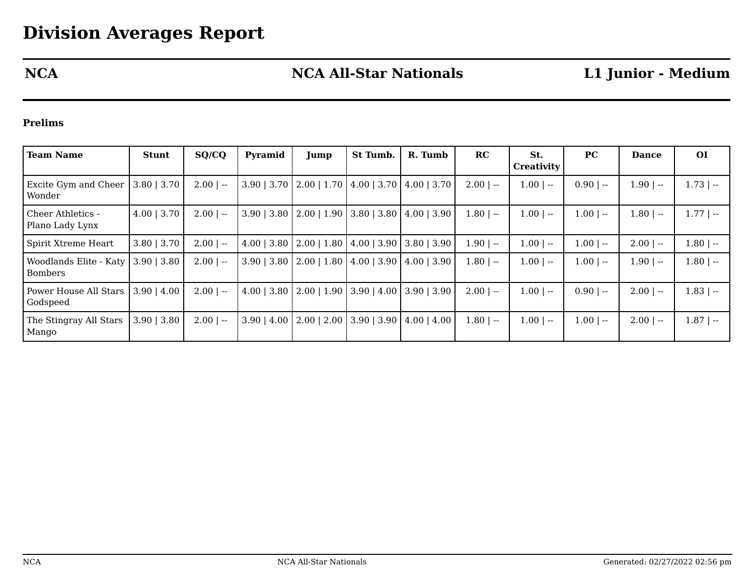# Division Averages Report

| NCA | NCA All-Star Nationals | L1 Junior - Medium |
|---|---|---|

### Prelims

| Team Name | Stunt | SQ/CQ | Pyramid | Jump | St Tumb. | R. Tumb | RC | St. Creativity | PC | Dance | OI |
|---|---|---|---|---|---|---|---|---|---|---|---|
| Excite Gym and Cheer Wonder | 3.80 \| 3.70 | 2.00 \| -- | 3.90 \| 3.70 | 2.00 \| 1.70 | 4.00 \| 3.70 | 4.00 \| 3.70 | 2.00 \| -- | 1.00 \| -- | 0.90 \| -- | 1.90 \| -- | 1.73 \| -- |
| Cheer Athletics - Plano Lady Lynx | 4.00 \| 3.70 | 2.00 \| -- | 3.90 \| 3.80 | 2.00 \| 1.90 | 3.80 \| 3.80 | 4.00 \| 3.90 | 1.80 \| -- | 1.00 \| -- | 1.00 \| -- | 1.80 \| -- | 1.77 \| -- |
| Spirit Xtreme Heart | 3.80 \| 3.70 | 2.00 \| -- | 4.00 \| 3.80 | 2.00 \| 1.80 | 4.00 \| 3.90 | 3.80 \| 3.90 | 1.90 \| -- | 1.00 \| -- | 1.00 \| -- | 2.00 \| -- | 1.80 \| -- |
| Woodlands Elite - Katy Bombers | 3.90 \| 3.80 | 2.00 \| -- | 3.90 \| 3.80 | 2.00 \| 1.80 | 4.00 \| 3.90 | 4.00 \| 3.90 | 1.80 \| -- | 1.00 \| -- | 1.00 \| -- | 1.90 \| -- | 1.80 \| -- |
| Power House All Stars Godspeed | 3.90 \| 4.00 | 2.00 \| -- | 4.00 \| 3.80 | 2.00 \| 1.90 | 3.90 \| 4.00 | 3.90 \| 3.90 | 2.00 \| -- | 1.00 \| -- | 0.90 \| -- | 2.00 \| -- | 1.83 \| -- |
| The Stingray All Stars Mango | 3.90 \| 3.80 | 2.00 \| -- | 3.90 \| 4.00 | 2.00 \| 2.00 | 3.90 \| 3.90 | 4.00 \| 4.00 | 1.80 \| -- | 1.00 \| -- | 1.00 \| -- | 2.00 \| -- | 1.87 \| -- |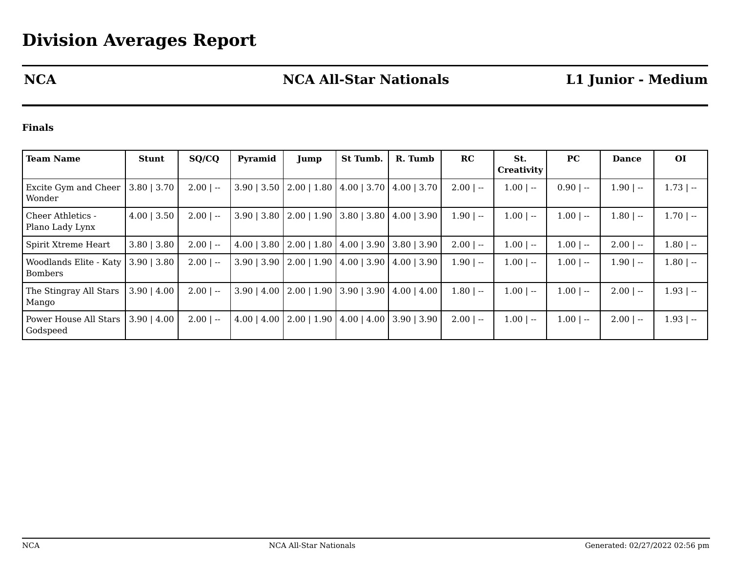# Division Averages Report

## NCA | NCA All-Star Nationals | L1 Junior - Medium

**Finals**

| Team Name | Stunt | SQ/CQ | Pyramid | Jump | St Tumb. | R. Tumb | RC | St. Creativity | PC | Dance | OI |
|---|---|---|---|---|---|---|---|---|---|---|---|
| Excite Gym and Cheer Wonder | 3.80 \| 3.70 | 2.00 \| -- | 3.90 \| 3.50 | 2.00 \| 1.80 | 4.00 \| 3.70 | 4.00 \| 3.70 | 2.00 \| -- | 1.00 \| -- | 0.90 \| -- | 1.90 \| -- | 1.73 \| -- |
| Cheer Athletics - Plano Lady Lynx | 4.00 \| 3.50 | 2.00 \| -- | 3.90 \| 3.80 | 2.00 \| 1.90 | 3.80 \| 3.80 | 4.00 \| 3.90 | 1.90 \| -- | 1.00 \| -- | 1.00 \| -- | 1.80 \| -- | 1.70 \| -- |
| Spirit Xtreme Heart | 3.80 \| 3.80 | 2.00 \| -- | 4.00 \| 3.80 | 2.00 \| 1.80 | 4.00 \| 3.90 | 3.80 \| 3.90 | 2.00 \| -- | 1.00 \| -- | 1.00 \| -- | 2.00 \| -- | 1.80 \| -- |
| Woodlands Elite - Katy Bombers | 3.90 \| 3.80 | 2.00 \| -- | 3.90 \| 3.90 | 2.00 \| 1.90 | 4.00 \| 3.90 | 4.00 \| 3.90 | 1.90 \| -- | 1.00 \| -- | 1.00 \| -- | 1.90 \| -- | 1.80 \| -- |
| The Stingray All Stars Mango | 3.90 \| 4.00 | 2.00 \| -- | 3.90 \| 4.00 | 2.00 \| 1.90 | 3.90 \| 3.90 | 4.00 \| 4.00 | 1.80 \| -- | 1.00 \| -- | 1.00 \| -- | 2.00 \| -- | 1.93 \| -- |
| Power House All Stars Godspeed | 3.90 \| 4.00 | 2.00 \| -- | 4.00 \| 4.00 | 2.00 \| 1.90 | 4.00 \| 4.00 | 3.90 \| 3.90 | 2.00 \| -- | 1.00 \| -- | 1.00 \| -- | 2.00 \| -- | 1.93 \| -- |

Generated: 02/27/2022 02:56 pm